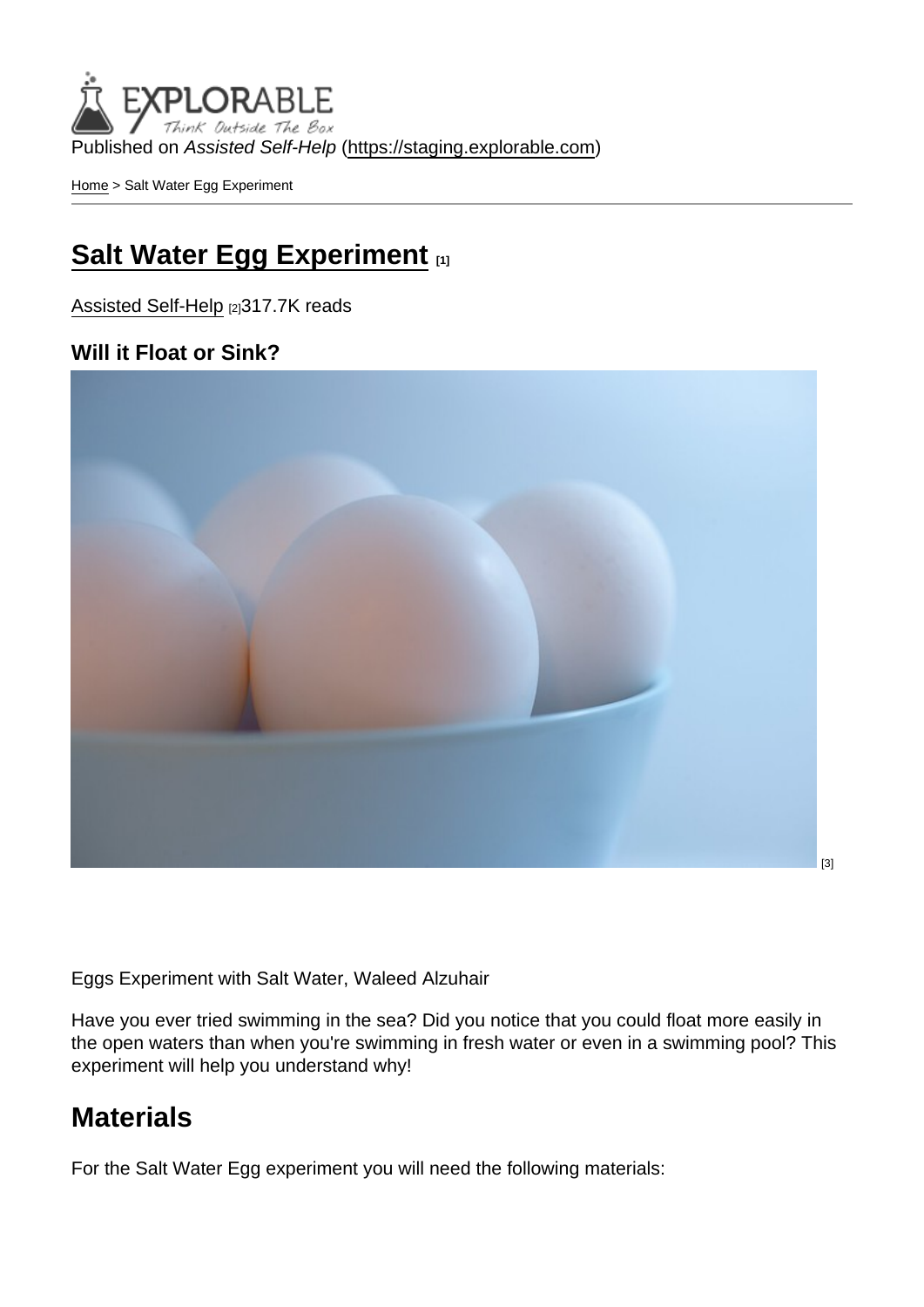Published on *Assisted Self-Help* (https://staging.explorable.com)

Home > Salt Water Egg Experiment

# Salt Water Egg Experiment [1]

Assisted Self-Help [2]317.7K reads

**Will it Float or Sink?**

[3]

Eggs Experiment with Salt Water, Waleed Alzuhair

Have you ever tried swimming in the sea? Did you notice that you could float more easily in the open waters than when you're swimming in fresh water or even in a swimming pool? This experiment will help you understand why!

## Materials

For the Salt Water Egg experiment you will need the following materials: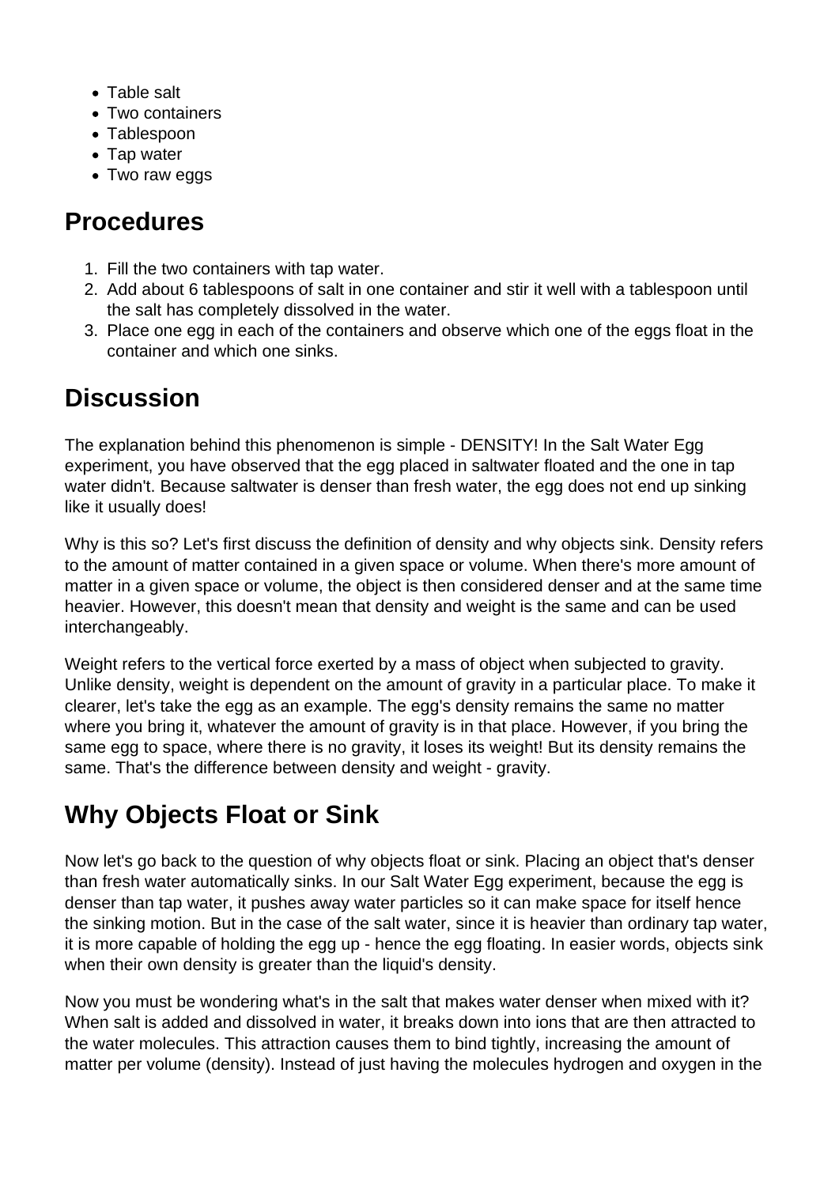- Table salt
- Two containers
- Tablespoon
- Tap water
- Two raw eggs

## Procedures

1. Fill the two containers with tap water.
2. Add about 6 tablespoons of salt in one container and stir it well with a tablespoon until the salt has completely dissolved in the water.
3. Place one egg in each of the containers and observe which one of the eggs float in the container and which one sinks.

## Discussion

The explanation behind this phenomenon is simple - DENSITY! In the Salt Water Egg experiment, you have observed that the egg placed in saltwater floated and the one in tap water didn't. Because saltwater is denser than fresh water, the egg does not end up sinking like it usually does!

Why is this so? Let's first discuss the definition of density and why objects sink. Density refers to the amount of matter contained in a given space or volume. When there's more amount of matter in a given space or volume, the object is then considered denser and at the same time heavier. However, this doesn't mean that density and weight is the same and can be used interchangeably.

Weight refers to the vertical force exerted by a mass of object when subjected to gravity. Unlike density, weight is dependent on the amount of gravity in a particular place. To make it clearer, let's take the egg as an example. The egg's density remains the same no matter where you bring it, whatever the amount of gravity is in that place. However, if you bring the same egg to space, where there is no gravity, it loses its weight! But its density remains the same. That's the difference between density and weight - gravity.

## Why Objects Float or Sink

Now let's go back to the question of why objects float or sink. Placing an object that's denser than fresh water automatically sinks. In our Salt Water Egg experiment, because the egg is denser than tap water, it pushes away water particles so it can make space for itself hence the sinking motion. But in the case of the salt water, since it is heavier than ordinary tap water, it is more capable of holding the egg up - hence the egg floating. In easier words, objects sink when their own density is greater than the liquid's density.

Now you must be wondering what's in the salt that makes water denser when mixed with it? When salt is added and dissolved in water, it breaks down into ions that are then attracted to the water molecules. This attraction causes them to bind tightly, increasing the amount of matter per volume (density). Instead of just having the molecules hydrogen and oxygen in the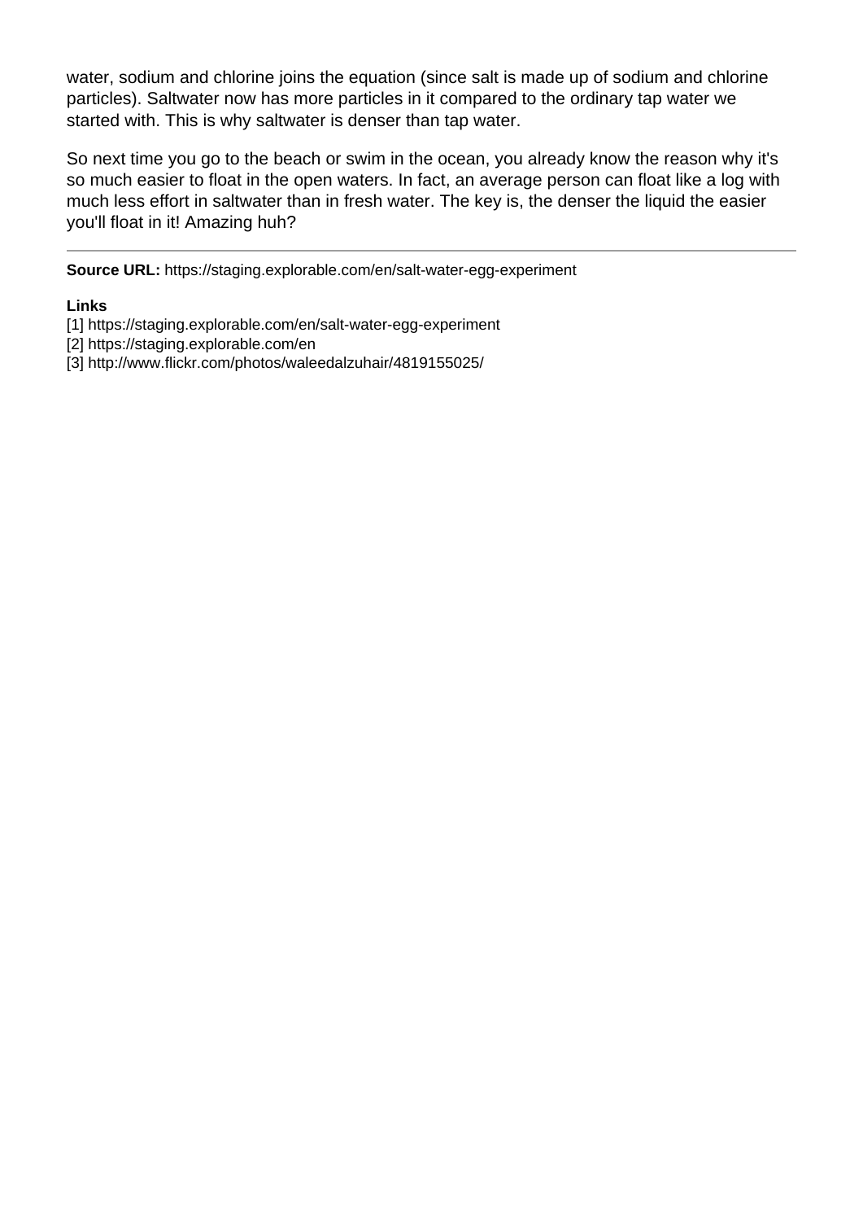water, sodium and chlorine joins the equation (since salt is made up of sodium and chlorine particles). Saltwater now has more particles in it compared to the ordinary tap water we started with. This is why saltwater is denser than tap water.

So next time you go to the beach or swim in the ocean, you already know the reason why it's so much easier to float in the open waters. In fact, an average person can float like a log with much less effort in saltwater than in fresh water. The key is, the denser the liquid the easier you'll float in it! Amazing huh?

---

**Source URL:** https://staging.explorable.com/en/salt-water-egg-experiment

**Links**
[1] https://staging.explorable.com/en/salt-water-egg-experiment
[2] https://staging.explorable.com/en
[3] http://www.flickr.com/photos/waleedalzuhair/4819155025/